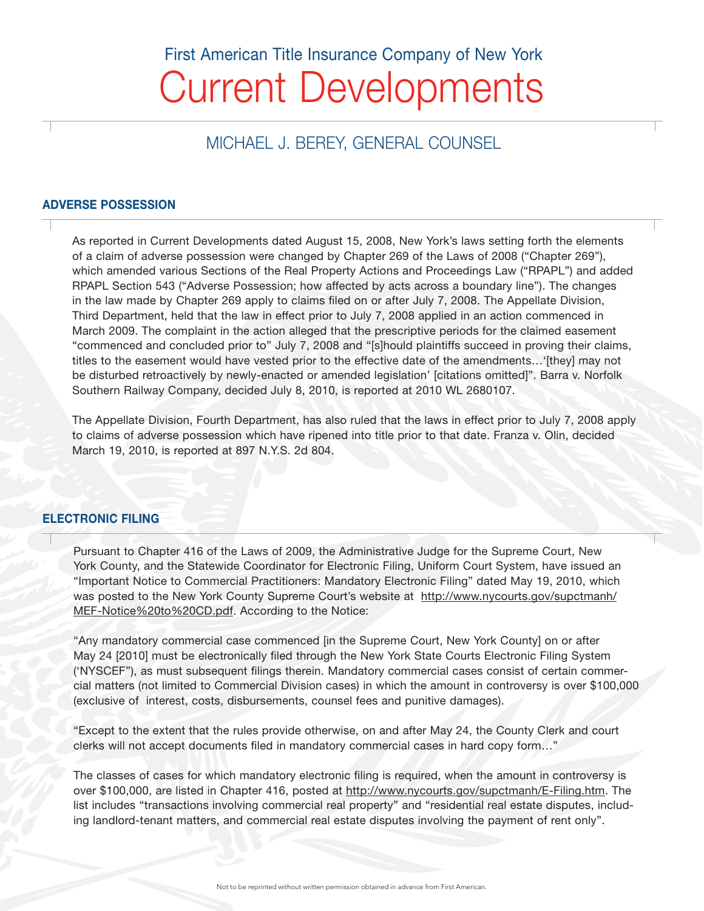First American Title Insurance Company of New York

# Current Developments

## MICHAEL J. BEREY, GENERAL COUNSEL

### ADVERSE POSSESSION

As reported in Current Developments dated August 15, 2008, New York's laws setting forth the elements of a claim of adverse possession were changed by Chapter 269 of the Laws of 2008 ("Chapter 269"), which amended various Sections of the Real Property Actions and Proceedings Law ("RPAPL") and added RPAPL Section 543 ("Adverse Possession; how affected by acts across a boundary line"). The changes in the law made by Chapter 269 apply to claims filed on or after July 7, 2008. The Appellate Division, Third Department, held that the law in effect prior to July 7, 2008 applied in an action commenced in March 2009. The complaint in the action alleged that the prescriptive periods for the claimed easement "commenced and concluded prior to" July 7, 2008 and "[s]hould plaintiffs succeed in proving their claims, titles to the easement would have vested prior to the effective date of the amendments…'[they] may not be disturbed retroactively by newly-enacted or amended legislation' [citations omitted]". Barra v. Norfolk Southern Railway Company, decided July 8, 2010, is reported at 2010 WL 2680107.

The Appellate Division, Fourth Department, has also ruled that the laws in effect prior to July 7, 2008 apply to claims of adverse possession which have ripened into title prior to that date. Franza v. Olin, decided March 19, 2010, is reported at 897 N.Y.S. 2d 804.

### ELECTRONIC FILING

Pursuant to Chapter 416 of the Laws of 2009, the Administrative Judge for the Supreme Court, New York County, and the Statewide Coordinator for Electronic Filing, Uniform Court System, have issued an "Important Notice to Commercial Practitioners: Mandatory Electronic Filing" dated May 19, 2010, which was posted to the New York County Supreme Court's website at http://www.nycourts.gov/supctmanh/MEF-Notice%20to%20CD.pdf. According to the Notice:

"Any mandatory commercial case commenced [in the Supreme Court, New York County] on or after May 24 [2010] must be electronically filed through the New York State Courts Electronic Filing System ('NYSCEF"), as must subsequent filings therein. Mandatory commercial cases consist of certain commercial matters (not limited to Commercial Division cases) in which the amount in controversy is over $100,000 (exclusive of interest, costs, disbursements, counsel fees and punitive damages).

"Except to the extent that the rules provide otherwise, on and after May 24, the County Clerk and court clerks will not accept documents filed in mandatory commercial cases in hard copy form…"

The classes of cases for which mandatory electronic filing is required, when the amount in controversy is over $100,000, are listed in Chapter 416, posted at http://www.nycourts.gov/supctmanh/E-Filing.htm. The list includes "transactions involving commercial real property" and "residential real estate disputes, including landlord-tenant matters, and commercial real estate disputes involving the payment of rent only".

Not to be reprinted without written permission obtained in advance from First American.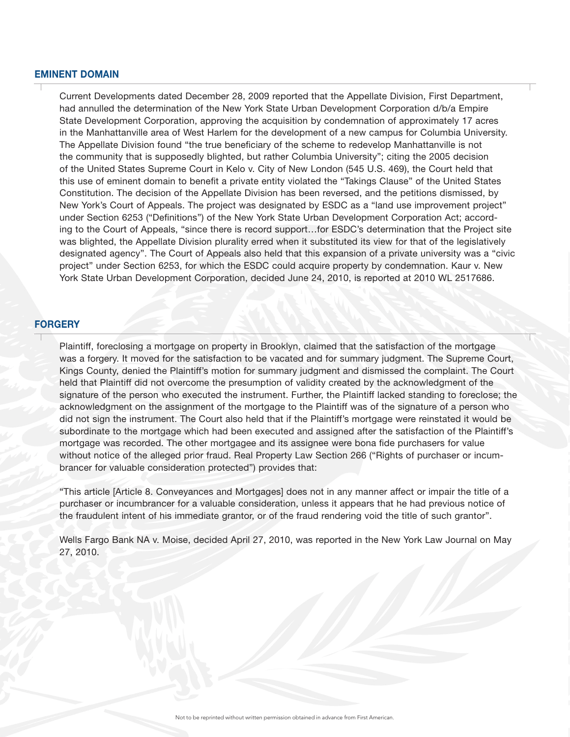## EMINENT DOMAIN

Current Developments dated December 28, 2009 reported that the Appellate Division, First Department, had annulled the determination of the New York State Urban Development Corporation d/b/a Empire State Development Corporation, approving the acquisition by condemnation of approximately 17 acres in the Manhattanville area of West Harlem for the development of a new campus for Columbia University. The Appellate Division found "the true beneficiary of the scheme to redevelop Manhattanville is not the community that is supposedly blighted, but rather Columbia University"; citing the 2005 decision of the United States Supreme Court in Kelo v. City of New London (545 U.S. 469), the Court held that this use of eminent domain to benefit a private entity violated the "Takings Clause" of the United States Constitution. The decision of the Appellate Division has been reversed, and the petitions dismissed, by New York's Court of Appeals. The project was designated by ESDC as a "land use improvement project" under Section 6253 ("Definitions") of the New York State Urban Development Corporation Act; according to the Court of Appeals, "since there is record support…for ESDC's determination that the Project site was blighted, the Appellate Division plurality erred when it substituted its view for that of the legislatively designated agency". The Court of Appeals also held that this expansion of a private university was a "civic project" under Section 6253, for which the ESDC could acquire property by condemnation. Kaur v. New York State Urban Development Corporation, decided June 24, 2010, is reported at 2010 WL 2517686.

## FORGERY

Plaintiff, foreclosing a mortgage on property in Brooklyn, claimed that the satisfaction of the mortgage was a forgery. It moved for the satisfaction to be vacated and for summary judgment. The Supreme Court, Kings County, denied the Plaintiff's motion for summary judgment and dismissed the complaint. The Court held that Plaintiff did not overcome the presumption of validity created by the acknowledgment of the signature of the person who executed the instrument. Further, the Plaintiff lacked standing to foreclose; the acknowledgment on the assignment of the mortgage to the Plaintiff was of the signature of a person who did not sign the instrument. The Court also held that if the Plaintiff's mortgage were reinstated it would be subordinate to the mortgage which had been executed and assigned after the satisfaction of the Plaintiff's mortgage was recorded. The other mortgagee and its assignee were bona fide purchasers for value without notice of the alleged prior fraud. Real Property Law Section 266 ("Rights of purchaser or incumbrancer for valuable consideration protected") provides that:

"This article [Article 8. Conveyances and Mortgages] does not in any manner affect or impair the title of a purchaser or incumbrancer for a valuable consideration, unless it appears that he had previous notice of the fraudulent intent of his immediate grantor, or of the fraud rendering void the title of such grantor".

Wells Fargo Bank NA v. Moise, decided April 27, 2010, was reported in the New York Law Journal on May 27, 2010.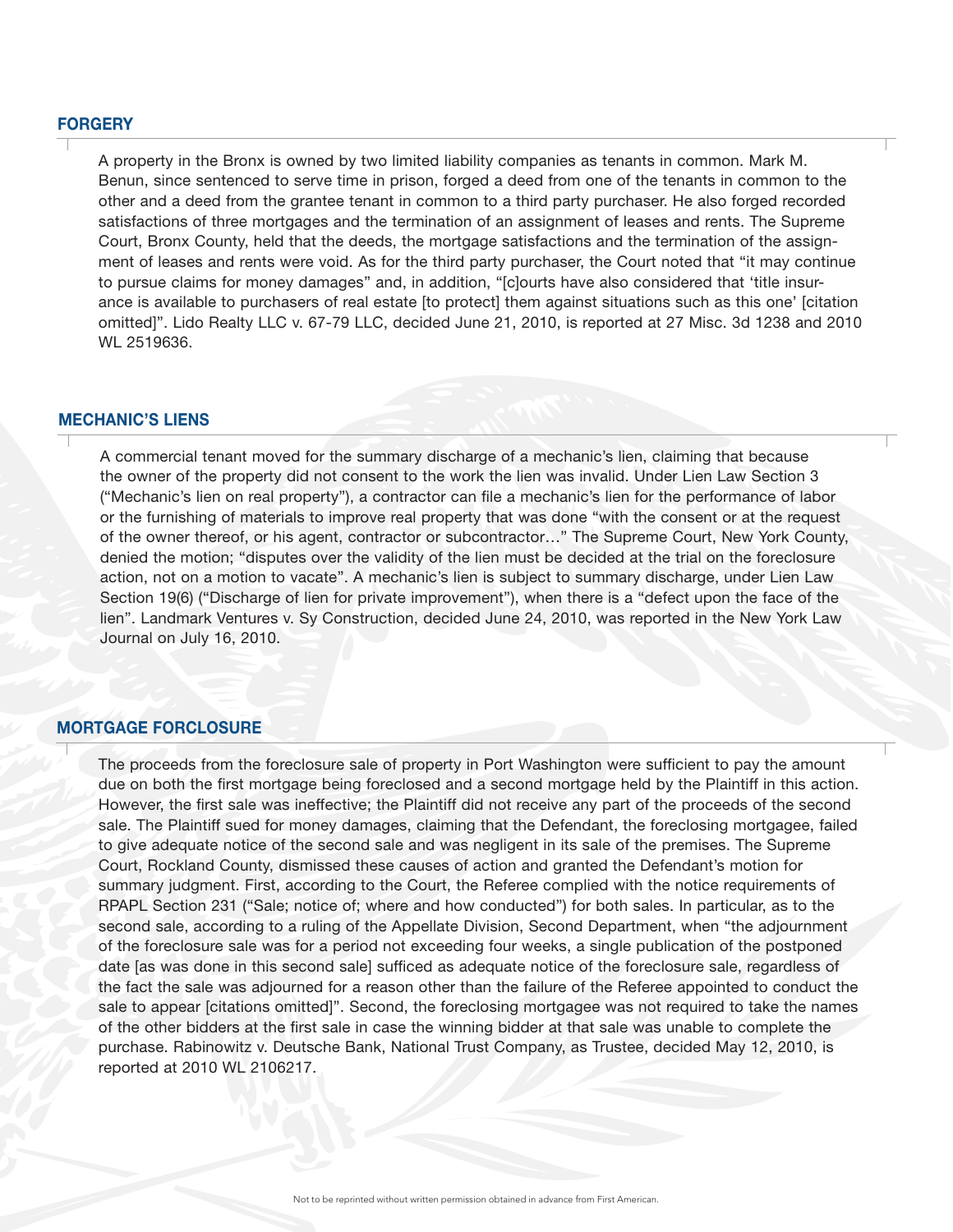## FORGERY

A property in the Bronx is owned by two limited liability companies as tenants in common. Mark M. Benun, since sentenced to serve time in prison, forged a deed from one of the tenants in common to the other and a deed from the grantee tenant in common to a third party purchaser. He also forged recorded satisfactions of three mortgages and the termination of an assignment of leases and rents. The Supreme Court, Bronx County, held that the deeds, the mortgage satisfactions and the termination of the assignment of leases and rents were void. As for the third party purchaser, the Court noted that "it may continue to pursue claims for money damages" and, in addition, "[c]ourts have also considered that 'title insurance is available to purchasers of real estate [to protect] them against situations such as this one' [citation omitted]". Lido Realty LLC v. 67-79 LLC, decided June 21, 2010, is reported at 27 Misc. 3d 1238 and 2010 WL 2519636.

## MECHANIC'S LIENS

A commercial tenant moved for the summary discharge of a mechanic's lien, claiming that because the owner of the property did not consent to the work the lien was invalid. Under Lien Law Section 3 ("Mechanic's lien on real property"), a contractor can file a mechanic's lien for the performance of labor or the furnishing of materials to improve real property that was done "with the consent or at the request of the owner thereof, or his agent, contractor or subcontractor…" The Supreme Court, New York County, denied the motion; "disputes over the validity of the lien must be decided at the trial on the foreclosure action, not on a motion to vacate". A mechanic's lien is subject to summary discharge, under Lien Law Section 19(6) ("Discharge of lien for private improvement"), when there is a "defect upon the face of the lien". Landmark Ventures v. Sy Construction, decided June 24, 2010, was reported in the New York Law Journal on July 16, 2010.

## MORTGAGE FORCLOSURE

The proceeds from the foreclosure sale of property in Port Washington were sufficient to pay the amount due on both the first mortgage being foreclosed and a second mortgage held by the Plaintiff in this action. However, the first sale was ineffective; the Plaintiff did not receive any part of the proceeds of the second sale. The Plaintiff sued for money damages, claiming that the Defendant, the foreclosing mortgagee, failed to give adequate notice of the second sale and was negligent in its sale of the premises. The Supreme Court, Rockland County, dismissed these causes of action and granted the Defendant's motion for summary judgment. First, according to the Court, the Referee complied with the notice requirements of RPAPL Section 231 ("Sale; notice of; where and how conducted") for both sales. In particular, as to the second sale, according to a ruling of the Appellate Division, Second Department, when "the adjournment of the foreclosure sale was for a period not exceeding four weeks, a single publication of the postponed date [as was done in this second sale] sufficed as adequate notice of the foreclosure sale, regardless of the fact the sale was adjourned for a reason other than the failure of the Referee appointed to conduct the sale to appear [citations omitted]". Second, the foreclosing mortgagee was not required to take the names of the other bidders at the first sale in case the winning bidder at that sale was unable to complete the purchase. Rabinowitz v. Deutsche Bank, National Trust Company, as Trustee, decided May 12, 2010, is reported at 2010 WL 2106217.

Not to be reprinted without written permission obtained in advance from First American.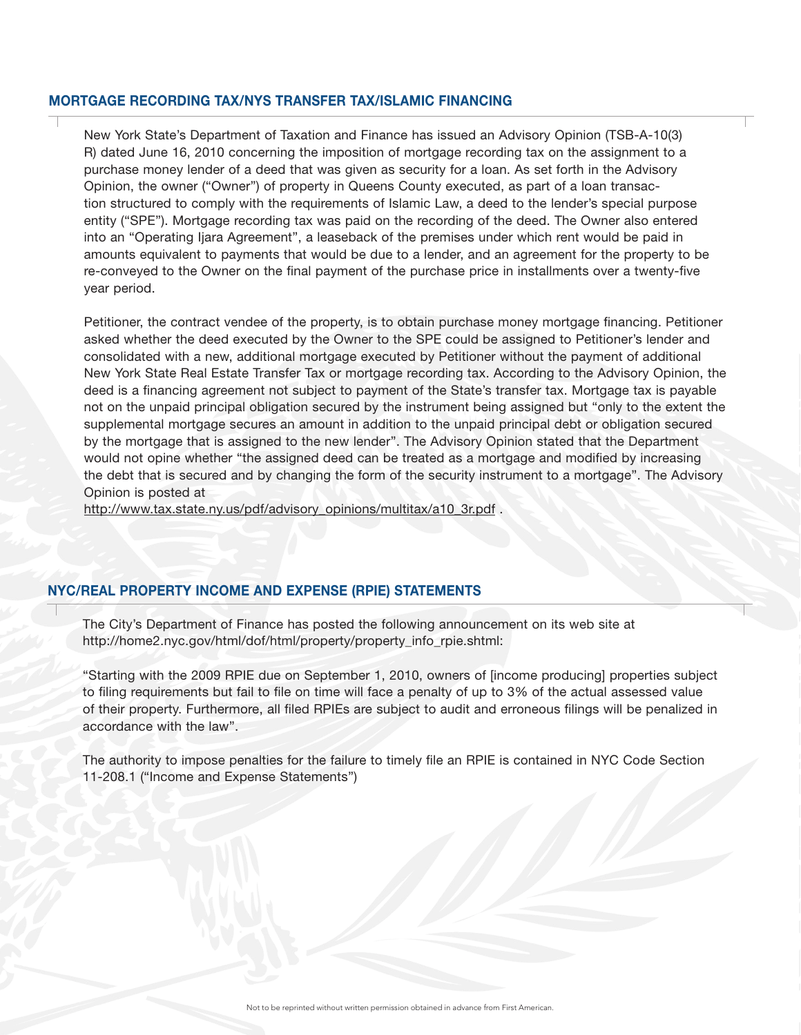## MORTGAGE RECORDING TAX/NYS TRANSFER TAX/ISLAMIC FINANCING

New York State's Department of Taxation and Finance has issued an Advisory Opinion (TSB-A-10(3) R) dated June 16, 2010 concerning the imposition of mortgage recording tax on the assignment to a purchase money lender of a deed that was given as security for a loan. As set forth in the Advisory Opinion, the owner ("Owner") of property in Queens County executed, as part of a loan transaction structured to comply with the requirements of Islamic Law, a deed to the lender's special purpose entity ("SPE"). Mortgage recording tax was paid on the recording of the deed. The Owner also entered into an "Operating Ijara Agreement", a leaseback of the premises under which rent would be paid in amounts equivalent to payments that would be due to a lender, and an agreement for the property to be re-conveyed to the Owner on the final payment of the purchase price in installments over a twenty-five year period.

Petitioner, the contract vendee of the property, is to obtain purchase money mortgage financing. Petitioner asked whether the deed executed by the Owner to the SPE could be assigned to Petitioner's lender and consolidated with a new, additional mortgage executed by Petitioner without the payment of additional New York State Real Estate Transfer Tax or mortgage recording tax. According to the Advisory Opinion, the deed is a financing agreement not subject to payment of the State's transfer tax. Mortgage tax is payable not on the unpaid principal obligation secured by the instrument being assigned but "only to the extent the supplemental mortgage secures an amount in addition to the unpaid principal debt or obligation secured by the mortgage that is assigned to the new lender". The Advisory Opinion stated that the Department would not opine whether "the assigned deed can be treated as a mortgage and modified by increasing the debt that is secured and by changing the form of the security instrument to a mortgage". The Advisory Opinion is posted at
http://www.tax.state.ny.us/pdf/advisory_opinions/multitax/a10_3r.pdf .

## NYC/REAL PROPERTY INCOME AND EXPENSE (RPIE) STATEMENTS

The City's Department of Finance has posted the following announcement on its web site at http://home2.nyc.gov/html/dof/html/property/property_info_rpie.shtml:

"Starting with the 2009 RPIE due on September 1, 2010, owners of [income producing] properties subject to filing requirements but fail to file on time will face a penalty of up to 3% of the actual assessed value of their property. Furthermore, all filed RPIEs are subject to audit and erroneous filings will be penalized in accordance with the law".

The authority to impose penalties for the failure to timely file an RPIE is contained in NYC Code Section 11-208.1 ("Income and Expense Statements")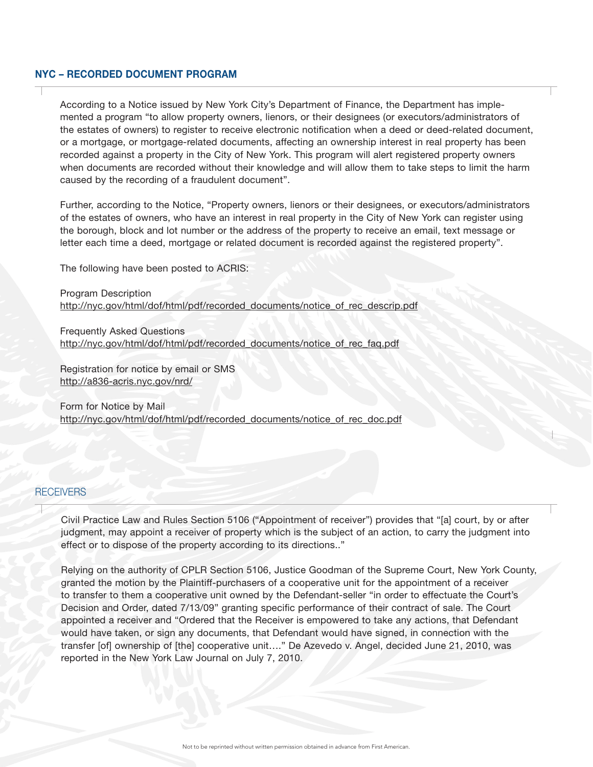## NYC – RECORDED DOCUMENT PROGRAM

According to a Notice issued by New York City's Department of Finance, the Department has implemented a program "to allow property owners, lienors, or their designees (or executors/administrators of the estates of owners) to register to receive electronic notification when a deed or deed-related document, or a mortgage, or mortgage-related documents, affecting an ownership interest in real property has been recorded against a property in the City of New York. This program will alert registered property owners when documents are recorded without their knowledge and will allow them to take steps to limit the harm caused by the recording of a fraudulent document".

Further, according to the Notice, "Property owners, lienors or their designees, or executors/administrators of the estates of owners, who have an interest in real property in the City of New York can register using the borough, block and lot number or the address of the property to receive an email, text message or letter each time a deed, mortgage or related document is recorded against the registered property".

The following have been posted to ACRIS:

Program Description
http://nyc.gov/html/dof/html/pdf/recorded_documents/notice_of_rec_descrip.pdf

Frequently Asked Questions
http://nyc.gov/html/dof/html/pdf/recorded_documents/notice_of_rec_faq.pdf

Registration for notice by email or SMS
http://a836-acris.nyc.gov/nrd/

Form for Notice by Mail
http://nyc.gov/html/dof/html/pdf/recorded_documents/notice_of_rec_doc.pdf

## RECEIVERS

Civil Practice Law and Rules Section 5106 ("Appointment of receiver") provides that "[a] court, by or after judgment, may appoint a receiver of property which is the subject of an action, to carry the judgment into effect or to dispose of the property according to its directions.."

Relying on the authority of CPLR Section 5106, Justice Goodman of the Supreme Court, New York County, granted the motion by the Plaintiff-purchasers of a cooperative unit for the appointment of a receiver to transfer to them a cooperative unit owned by the Defendant-seller "in order to effectuate the Court's Decision and Order, dated 7/13/09" granting specific performance of their contract of sale. The Court appointed a receiver and "Ordered that the Receiver is empowered to take any actions, that Defendant would have taken, or sign any documents, that Defendant would have signed, in connection with the transfer [of] ownership of [the] cooperative unit…." De Azevedo v. Angel, decided June 21, 2010, was reported in the New York Law Journal on July 7, 2010.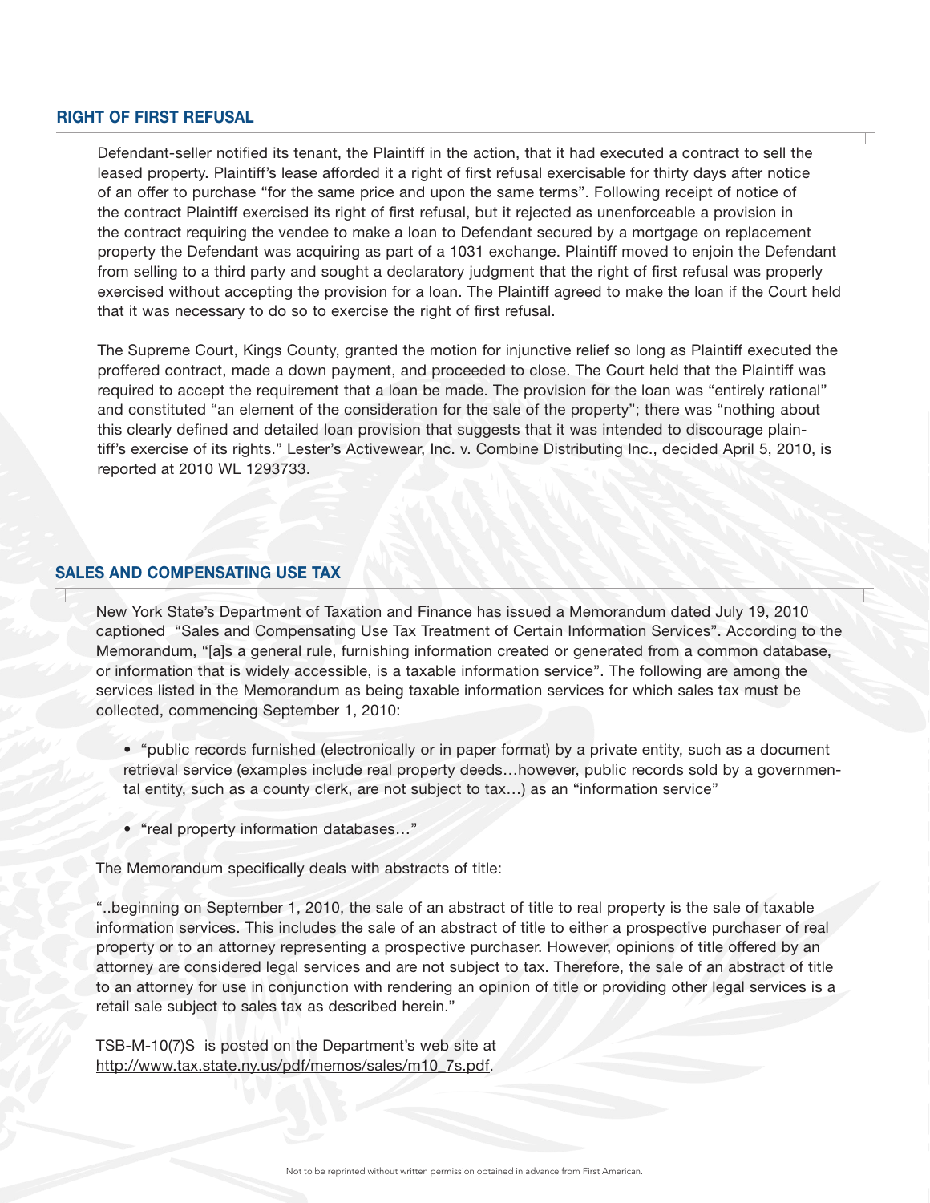## RIGHT OF FIRST REFUSAL

Defendant-seller notified its tenant, the Plaintiff in the action, that it had executed a contract to sell the leased property. Plaintiff's lease afforded it a right of first refusal exercisable for thirty days after notice of an offer to purchase "for the same price and upon the same terms". Following receipt of notice of the contract Plaintiff exercised its right of first refusal, but it rejected as unenforceable a provision in the contract requiring the vendee to make a loan to Defendant secured by a mortgage on replacement property the Defendant was acquiring as part of a 1031 exchange. Plaintiff moved to enjoin the Defendant from selling to a third party and sought a declaratory judgment that the right of first refusal was properly exercised without accepting the provision for a loan. The Plaintiff agreed to make the loan if the Court held that it was necessary to do so to exercise the right of first refusal.

The Supreme Court, Kings County, granted the motion for injunctive relief so long as Plaintiff executed the proffered contract, made a down payment, and proceeded to close. The Court held that the Plaintiff was required to accept the requirement that a loan be made. The provision for the loan was "entirely rational" and constituted "an element of the consideration for the sale of the property"; there was "nothing about this clearly defined and detailed loan provision that suggests that it was intended to discourage plaintiff's exercise of its rights." Lester's Activewear, Inc. v. Combine Distributing Inc., decided April 5, 2010, is reported at 2010 WL 1293733.

## SALES AND COMPENSATING USE TAX

New York State's Department of Taxation and Finance has issued a Memorandum dated July 19, 2010 captioned "Sales and Compensating Use Tax Treatment of Certain Information Services". According to the Memorandum, "[a]s a general rule, furnishing information created or generated from a common database, or information that is widely accessible, is a taxable information service". The following are among the services listed in the Memorandum as being taxable information services for which sales tax must be collected, commencing September 1, 2010:

- "public records furnished (electronically or in paper format) by a private entity, such as a document retrieval service (examples include real property deeds…however, public records sold by a governmental entity, such as a county clerk, are not subject to tax…) as an "information service"
- "real property information databases…"

The Memorandum specifically deals with abstracts of title:

"..beginning on September 1, 2010, the sale of an abstract of title to real property is the sale of taxable information services. This includes the sale of an abstract of title to either a prospective purchaser of real property or to an attorney representing a prospective purchaser. However, opinions of title offered by an attorney are considered legal services and are not subject to tax. Therefore, the sale of an abstract of title to an attorney for use in conjunction with rendering an opinion of title or providing other legal services is a retail sale subject to sales tax as described herein."

TSB-M-10(7)S is posted on the Department's web site at http://www.tax.state.ny.us/pdf/memos/sales/m10_7s.pdf.

Not to be reprinted without written permission obtained in advance from First American.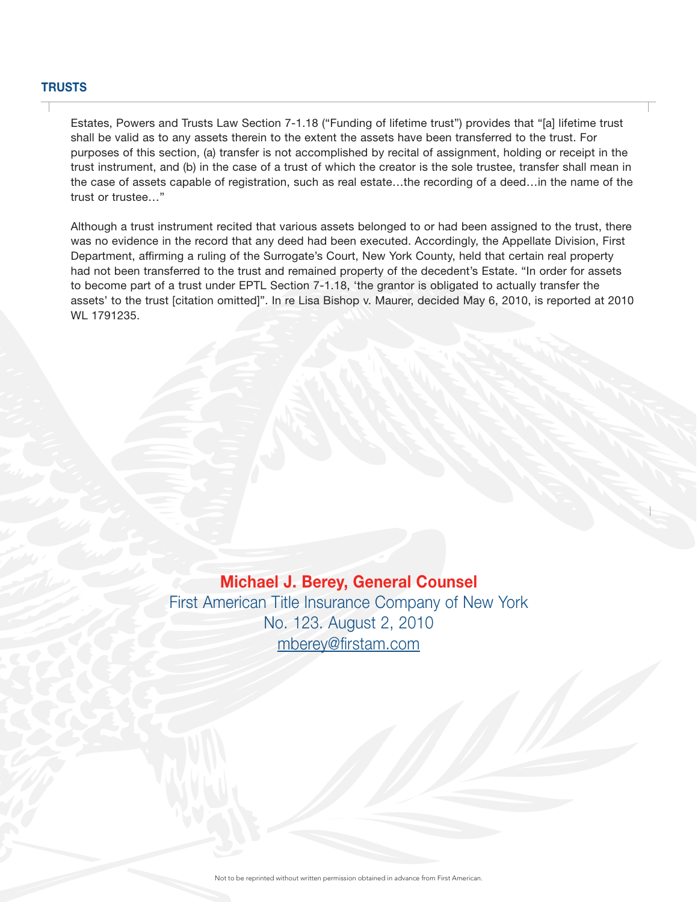## TRUSTS

Estates, Powers and Trusts Law Section 7-1.18 ("Funding of lifetime trust") provides that "[a] lifetime trust shall be valid as to any assets therein to the extent the assets have been transferred to the trust. For purposes of this section, (a) transfer is not accomplished by recital of assignment, holding or receipt in the trust instrument, and (b) in the case of a trust of which the creator is the sole trustee, transfer shall mean in the case of assets capable of registration, such as real estate…the recording of a deed…in the name of the trust or trustee…"

Although a trust instrument recited that various assets belonged to or had been assigned to the trust, there was no evidence in the record that any deed had been executed. Accordingly, the Appellate Division, First Department, affirming a ruling of the Surrogate's Court, New York County, held that certain real property had not been transferred to the trust and remained property of the decedent's Estate. "In order for assets to become part of a trust under EPTL Section 7-1.18, 'the grantor is obligated to actually transfer the assets' to the trust [citation omitted]". In re Lisa Bishop v. Maurer, decided May 6, 2010, is reported at 2010 WL 1791235.

**Michael J. Berey, General Counsel**

First American Title Insurance Company of New York

No. 123. August 2, 2010

mberey@firstam.com

Not to be reprinted without written permission obtained in advance from First American.